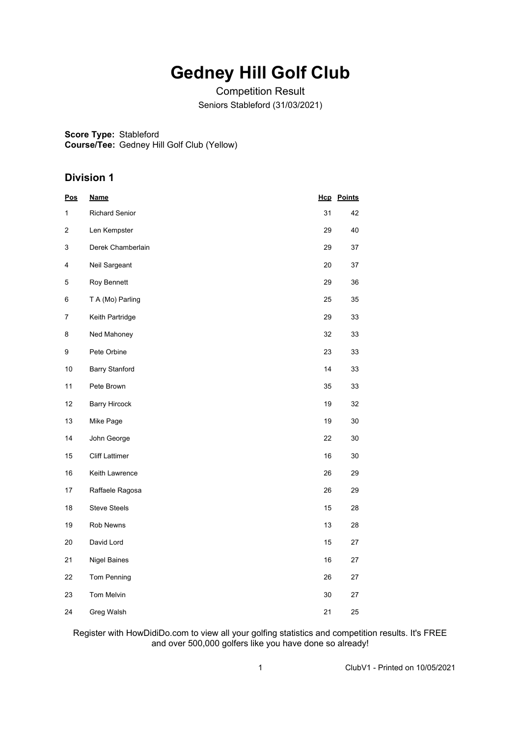# Gedney Hill Golf Club

Competition Result

Seniors Stableford (31/03/2021)

**Score Type:** Stableford
**Course/Tee:** Gedney Hill Golf Club (Yellow)

## Division 1

| Pos | Name | Hcp | Points |
|---|---|---|---|
| 1 | Richard Senior | 31 | 42 |
| 2 | Len Kempster | 29 | 40 |
| 3 | Derek Chamberlain | 29 | 37 |
| 4 | Neil Sargeant | 20 | 37 |
| 5 | Roy Bennett | 29 | 36 |
| 6 | T A (Mo) Parling | 25 | 35 |
| 7 | Keith Partridge | 29 | 33 |
| 8 | Ned Mahoney | 32 | 33 |
| 9 | Pete Orbine | 23 | 33 |
| 10 | Barry Stanford | 14 | 33 |
| 11 | Pete Brown | 35 | 33 |
| 12 | Barry Hircock | 19 | 32 |
| 13 | Mike Page | 19 | 30 |
| 14 | John George | 22 | 30 |
| 15 | Cliff Lattimer | 16 | 30 |
| 16 | Keith Lawrence | 26 | 29 |
| 17 | Raffaele Ragosa | 26 | 29 |
| 18 | Steve Steels | 15 | 28 |
| 19 | Rob Newns | 13 | 28 |
| 20 | David Lord | 15 | 27 |
| 21 | Nigel Baines | 16 | 27 |
| 22 | Tom Penning | 26 | 27 |
| 23 | Tom Melvin | 30 | 27 |
| 24 | Greg Walsh | 21 | 25 |

Register with HowDidiDo.com to view all your golfing statistics and competition results. It's FREE and over 500,000 golfers like you have done so already!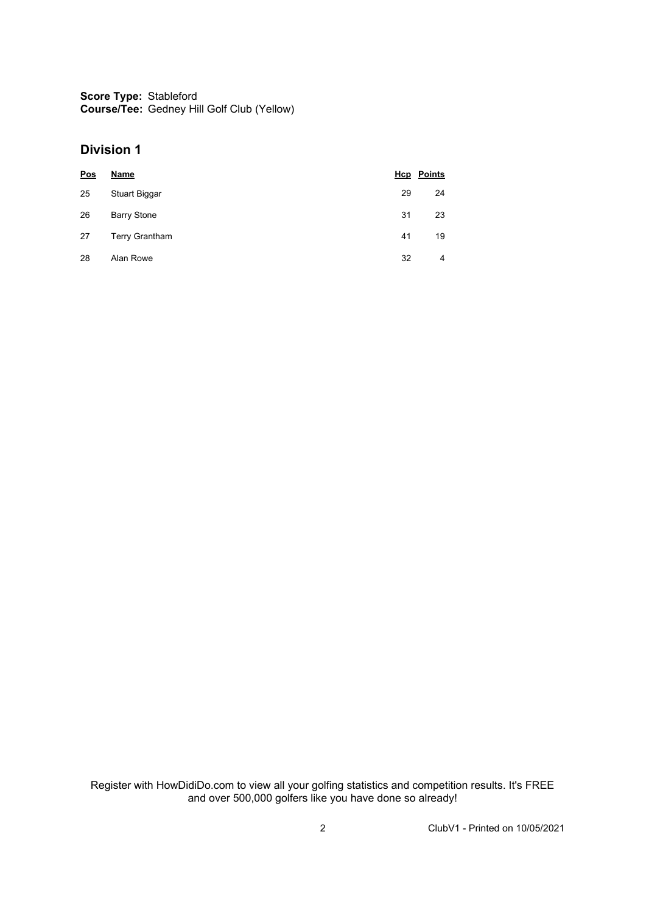**Score Type:** Stableford
**Course/Tee:** Gedney Hill Golf Club (Yellow)

## Division 1

| Pos | Name | Hcp | Points |
|---|---|---|---|
| 25 | Stuart Biggar | 29 | 24 |
| 26 | Barry Stone | 31 | 23 |
| 27 | Terry Grantham | 41 | 19 |
| 28 | Alan Rowe | 32 | 4 |

Register with HowDidiDo.com to view all your golfing statistics and competition results. It's FREE and over 500,000 golfers like you have done so already!

ClubV1 - Printed on 10/05/2021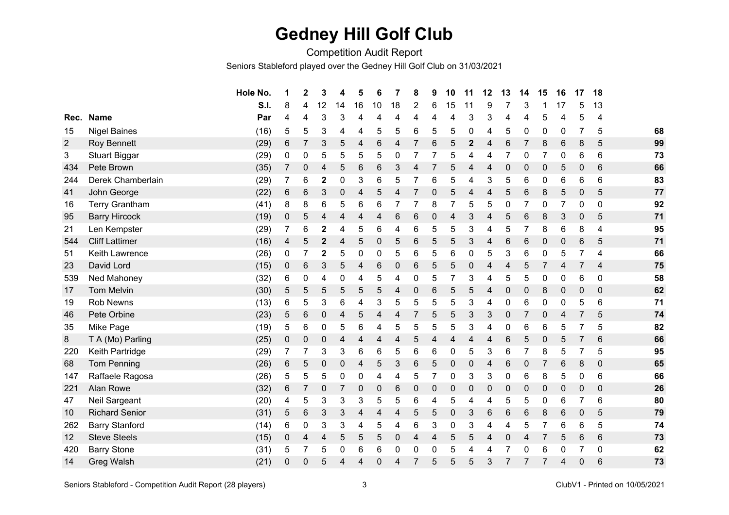# Gedney Hill Golf Club

Competition Audit Report

Seniors Stableford played over the Gedney Hill Golf Club on 31/03/2021

| | | Hole No. | 1 | 2 | 3 | 4 | 5 | 6 | 7 | 8 | 9 | 10 | 11 | 12 | 13 | 14 | 15 | 16 | 17 | 18 | |
|---|---|---|---|---|---|---|---|---|---|---|---|---|---|---|---|---|---|---|---|---|---|
| | | S.I. | 8 | 4 | 12 | 14 | 16 | 10 | 18 | 2 | 6 | 15 | 11 | 9 | 7 | 3 | 1 | 17 | 5 | 13 | |
| Rec. | Name | Par | 4 | 4 | 3 | 3 | 4 | 4 | 4 | 4 | 4 | 4 | 3 | 3 | 4 | 4 | 5 | 4 | 5 | 4 | |
| 15 | Nigel Baines | (16) | 5 | 5 | 3 | 4 | 4 | 5 | 5 | 6 | 5 | 5 | 0 | 4 | 5 | 0 | 0 | 0 | 7 | 5 | 68 |
| 2 | Roy Bennett | (29) | 6 | 7 | 3 | 5 | 4 | 6 | 4 | 7 | 6 | 5 | **2** | 4 | 6 | 7 | 8 | 6 | 8 | 5 | 99 |
| 3 | Stuart Biggar | (29) | 0 | 0 | 5 | 5 | 5 | 5 | 0 | 7 | 7 | 5 | 4 | 4 | 7 | 0 | 7 | 0 | 6 | 6 | 73 |
| 434 | Pete Brown | (35) | 7 | 0 | 4 | 5 | 6 | 6 | 3 | 4 | 7 | 5 | 4 | 4 | 0 | 0 | 0 | 5 | 0 | 6 | 66 |
| 244 | Derek Chamberlain | (29) | 7 | 6 | **2** | 0 | 3 | 6 | 5 | 7 | 6 | 5 | 4 | 3 | 5 | 6 | 0 | 6 | 6 | 6 | 83 |
| 41 | John George | (22) | 6 | 6 | 3 | 0 | 4 | 5 | 4 | 7 | 0 | 5 | 4 | 4 | 5 | 6 | 8 | 5 | 0 | 5 | 77 |
| 16 | Terry Grantham | (41) | 8 | 8 | 6 | 5 | 6 | 6 | 7 | 7 | 8 | 7 | 5 | 5 | 0 | 7 | 0 | 7 | 0 | 0 | 92 |
| 95 | Barry Hircock | (19) | 0 | 5 | 4 | 4 | 4 | 4 | 6 | 6 | 0 | 4 | 3 | 4 | 5 | 6 | 8 | 3 | 0 | 5 | 71 |
| 21 | Len Kempster | (29) | 7 | 6 | **2** | 4 | 5 | 6 | 4 | 6 | 5 | 5 | 3 | 4 | 5 | 7 | 8 | 6 | 8 | 4 | 95 |
| 544 | Cliff Lattimer | (16) | 4 | 5 | **2** | 4 | 5 | 0 | 5 | 6 | 5 | 5 | 3 | 4 | 6 | 6 | 0 | 0 | 6 | 5 | 71 |
| 51 | Keith Lawrence | (26) | 0 | 7 | **2** | 5 | 0 | 0 | 5 | 6 | 5 | 6 | 0 | 5 | 3 | 6 | 0 | 5 | 7 | 4 | 66 |
| 23 | David Lord | (15) | 0 | 6 | 3 | 5 | 4 | 6 | 0 | 6 | 5 | 5 | 0 | 4 | 4 | 5 | 7 | 4 | 7 | 4 | 75 |
| 539 | Ned Mahoney | (32) | 6 | 0 | 4 | 0 | 4 | 5 | 4 | 0 | 5 | 7 | 3 | 4 | 5 | 5 | 0 | 0 | 6 | 0 | 58 |
| 17 | Tom Melvin | (30) | 5 | 5 | 5 | 5 | 5 | 5 | 4 | 0 | 6 | 5 | 5 | 4 | 0 | 0 | 8 | 0 | 0 | 0 | 62 |
| 19 | Rob Newns | (13) | 6 | 5 | 3 | 6 | 4 | 3 | 5 | 5 | 5 | 5 | 3 | 4 | 0 | 6 | 0 | 0 | 5 | 6 | 71 |
| 46 | Pete Orbine | (23) | 5 | 6 | 0 | 4 | 5 | 4 | 4 | 7 | 5 | 5 | 3 | 3 | 0 | 7 | 0 | 4 | 7 | 5 | 74 |
| 35 | Mike Page | (19) | 5 | 6 | 0 | 5 | 6 | 4 | 5 | 5 | 5 | 5 | 3 | 4 | 0 | 6 | 6 | 5 | 7 | 5 | 82 |
| 8 | T A (Mo) Parling | (25) | 0 | 0 | 0 | 4 | 4 | 4 | 4 | 5 | 4 | 4 | 4 | 4 | 6 | 5 | 0 | 5 | 7 | 6 | 66 |
| 220 | Keith Partridge | (29) | 7 | 7 | 3 | 3 | 6 | 6 | 5 | 6 | 6 | 0 | 5 | 3 | 6 | 7 | 8 | 5 | 7 | 5 | 95 |
| 68 | Tom Penning | (26) | 6 | 5 | 0 | 0 | 4 | 5 | 3 | 6 | 5 | 0 | 0 | 4 | 6 | 0 | 7 | 6 | 8 | 0 | 65 |
| 147 | Raffaele Ragosa | (26) | 5 | 5 | 5 | 0 | 0 | 4 | 4 | 5 | 7 | 0 | 3 | 3 | 0 | 6 | 8 | 5 | 0 | 6 | 66 |
| 221 | Alan Rowe | (32) | 6 | 7 | 0 | 7 | 0 | 0 | 6 | 0 | 0 | 0 | 0 | 0 | 0 | 0 | 0 | 0 | 0 | 0 | 26 |
| 47 | Neil Sargeant | (20) | 4 | 5 | 3 | 3 | 3 | 5 | 5 | 6 | 4 | 5 | 4 | 4 | 5 | 5 | 0 | 6 | 7 | 6 | 80 |
| 10 | Richard Senior | (31) | 5 | 6 | 3 | 3 | 4 | 4 | 4 | 5 | 5 | 0 | 3 | 6 | 6 | 6 | 8 | 6 | 0 | 5 | 79 |
| 262 | Barry Stanford | (14) | 6 | 0 | 3 | 3 | 4 | 5 | 4 | 6 | 3 | 0 | 3 | 4 | 4 | 5 | 7 | 6 | 6 | 5 | 74 |
| 12 | Steve Steels | (15) | 0 | 4 | 4 | 5 | 5 | 5 | 0 | 4 | 4 | 5 | 5 | 4 | 0 | 4 | 7 | 5 | 6 | 6 | 73 |
| 420 | Barry Stone | (31) | 5 | 7 | 5 | 0 | 6 | 6 | 0 | 0 | 0 | 5 | 4 | 4 | 7 | 0 | 6 | 0 | 7 | 0 | 62 |
| 14 | Greg Walsh | (21) | 0 | 0 | 5 | 4 | 4 | 0 | 4 | 7 | 5 | 5 | 5 | 3 | 7 | 7 | 7 | 4 | 0 | 6 | 73 |

Seniors Stableford - Competition Audit Report (28 players) ClubV1 - Printed on 10/05/2021